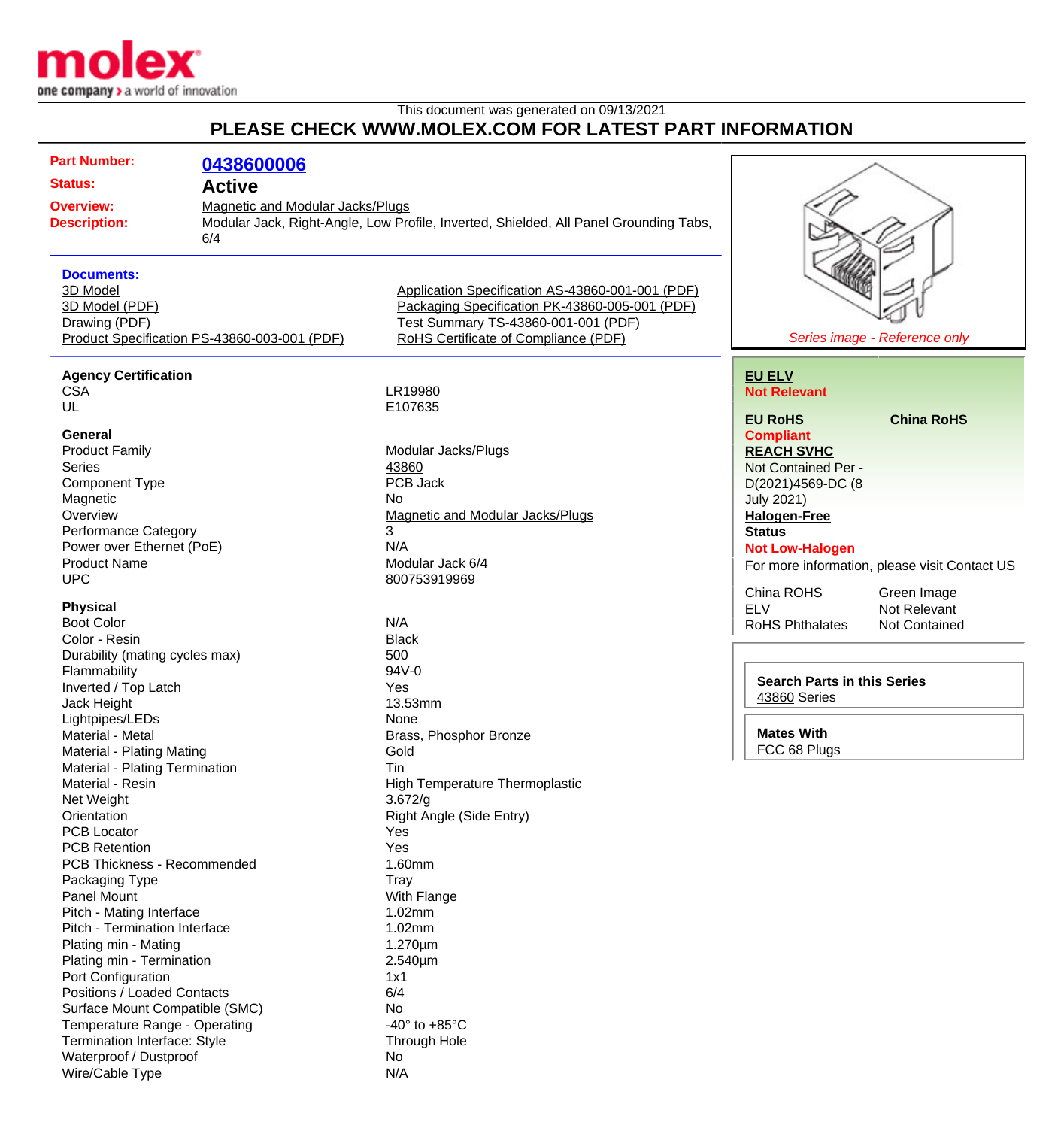This document was generated on 09/13/2021

# PLEASE CHECK WWW.MOLEX.COM FOR LATEST PART INFORMATION

| | |
|---|---|
| **Part Number:** | **0438600006** |
| **Status:** | **Active** |
| **Overview:** | Magnetic and Modular Jacks/Plugs |
| **Description:** | Modular Jack, Right-Angle, Low Profile, Inverted, Shielded, All Panel Grounding Tabs, 6/4 |

*Series image - Reference only*

**Documents:**

- 3D Model
- 3D Model (PDF)
- Drawing (PDF)
- Product Specification PS-43860-003-001 (PDF)
- Application Specification AS-43860-001-001 (PDF)
- Packaging Specification PK-43860-005-001 (PDF)
- Test Summary TS-43860-001-001 (PDF)
- RoHS Certificate of Compliance (PDF)

### Agency Certification

| | |
|---|---|
| CSA | LR19980 |
| UL | E107635 |

### General

| | |
|---|---|
| Product Family | Modular Jacks/Plugs |
| Series | 43860 |
| Component Type | PCB Jack |
| Magnetic | No |
| Overview | Magnetic and Modular Jacks/Plugs |
| Performance Category | 3 |
| Power over Ethernet (PoE) | N/A |
| Product Name | Modular Jack 6/4 |
| UPC | 800753919969 |

### Physical

| | |
|---|---|
| Boot Color | N/A |
| Color - Resin | Black |
| Durability (mating cycles max) | 500 |
| Flammability | 94V-0 |
| Inverted / Top Latch | Yes |
| Jack Height | 13.53mm |
| Lightpipes/LEDs | None |
| Material - Metal | Brass, Phosphor Bronze |
| Material - Plating Mating | Gold |
| Material - Plating Termination | Tin |
| Material - Resin | High Temperature Thermoplastic |
| Net Weight | 3.672/g |
| Orientation | Right Angle (Side Entry) |
| PCB Locator | Yes |
| PCB Retention | Yes |
| PCB Thickness - Recommended | 1.60mm |
| Packaging Type | Tray |
| Panel Mount | With Flange |
| Pitch - Mating Interface | 1.02mm |
| Pitch - Termination Interface | 1.02mm |
| Plating min - Mating | 1.270µm |
| Plating min - Termination | 2.540µm |
| Port Configuration | 1x1 |
| Positions / Loaded Contacts | 6/4 |
| Surface Mount Compatible (SMC) | No |
| Temperature Range - Operating | -40° to +85°C |
| Termination Interface: Style | Through Hole |
| Waterproof / Dustproof | No |
| Wire/Cable Type | N/A |

**EU ELV**
**Not Relevant**

**EU RoHS** **China RoHS**
**Compliant**

**REACH SVHC**
Not Contained Per - D(2021)4569-DC (8 July 2021)

**Halogen-Free Status**
**Not Low-Halogen**

For more information, please visit Contact US

| | |
|---|---|
| China ROHS | Green Image |
| ELV | Not Relevant |
| RoHS Phthalates | Not Contained |

**Search Parts in this Series**
43860 Series

**Mates With**
FCC 68 Plugs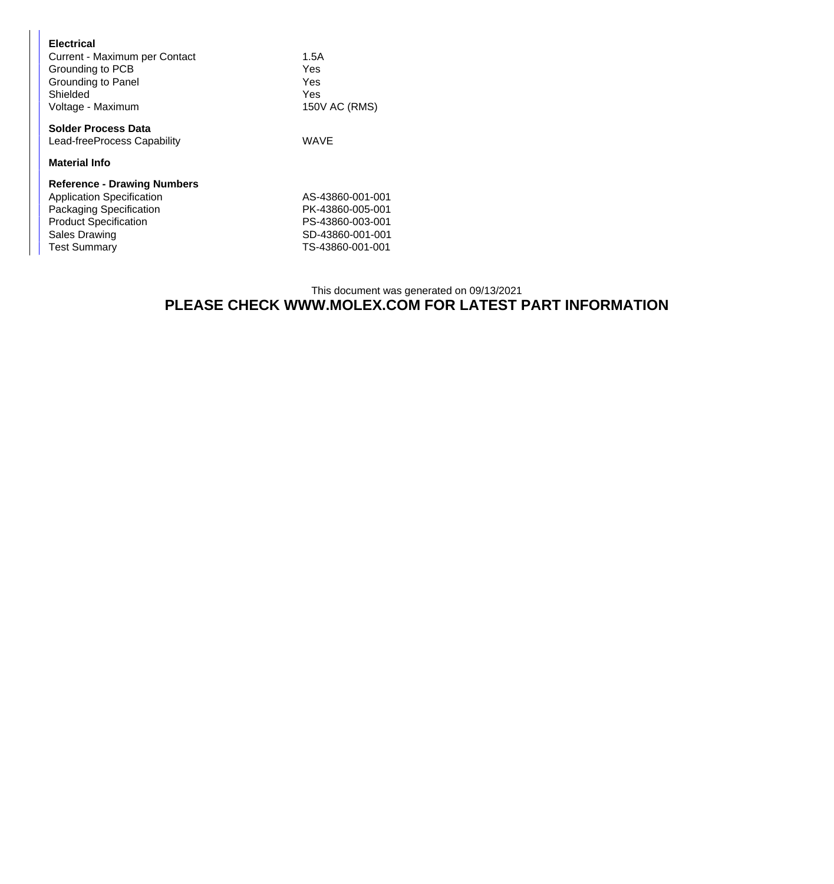**Electrical**

| | |
|---|---|
| Current - Maximum per Contact | 1.5A |
| Grounding to PCB | Yes |
| Grounding to Panel | Yes |
| Shielded | Yes |
| Voltage - Maximum | 150V AC (RMS) |

**Solder Process Data**

| | |
|---|---|
| Lead-freeProcess Capability | WAVE |

**Material Info**

**Reference - Drawing Numbers**

| | |
|---|---|
| Application Specification | AS-43860-001-001 |
| Packaging Specification | PK-43860-005-001 |
| Product Specification | PS-43860-003-001 |
| Sales Drawing | SD-43860-001-001 |
| Test Summary | TS-43860-001-001 |

This document was generated on 09/13/2021

**PLEASE CHECK WWW.MOLEX.COM FOR LATEST PART INFORMATION**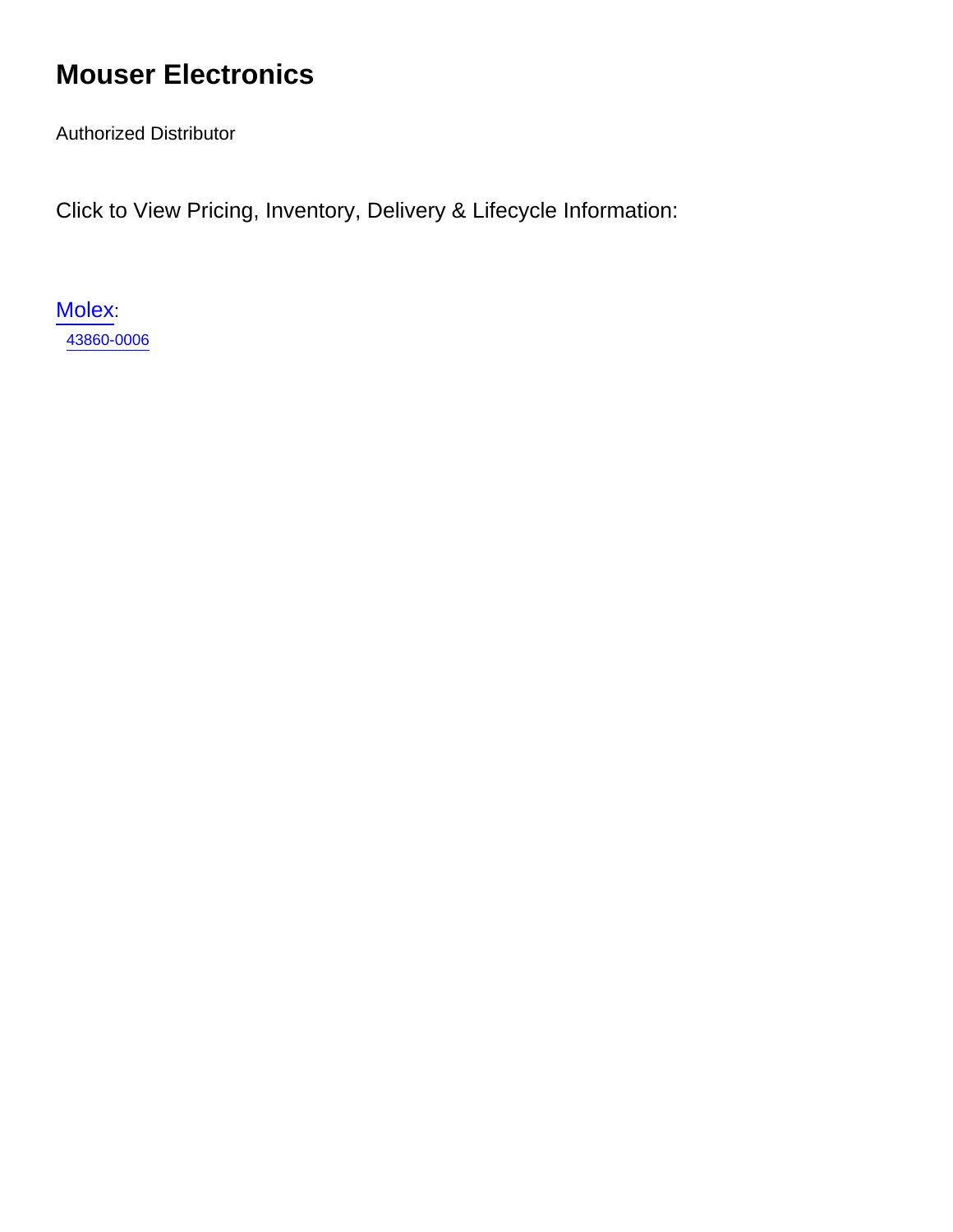# Mouser Electronics

Authorized Distributor

Click to View Pricing, Inventory, Delivery & Lifecycle Information:

Molex:

43860-0006